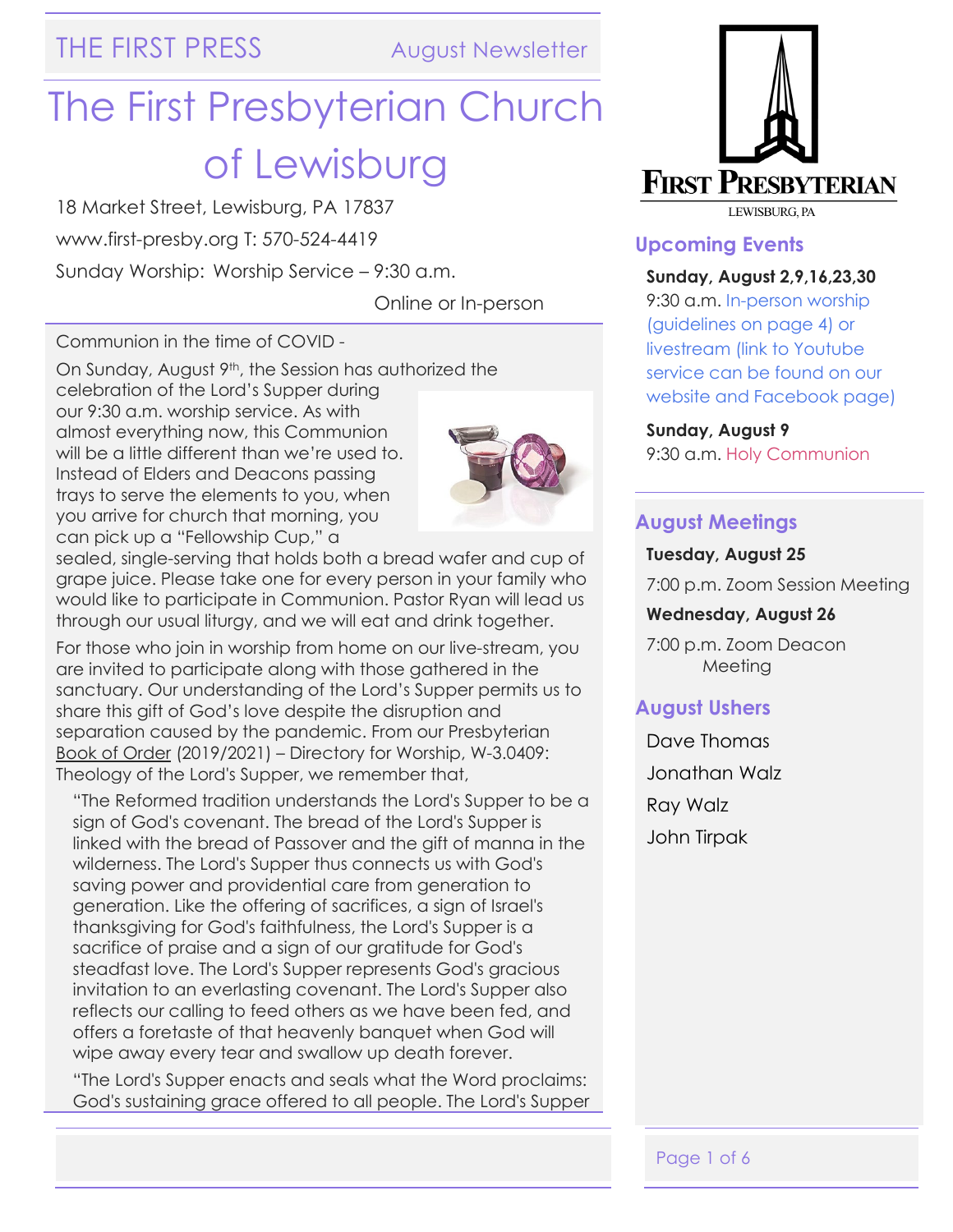THE FIRST PRESS — August Newsletter

# The First Presbyterian Church of Lewisburg

18 Market Street, Lewisburg, PA 17837

www.first-presby.org T: 570-524-4419

Sunday Worship: Worship Service – 9:30 a.m.

Online or In-person

Communion in the time of COVID -

On Sunday, August 9th, the Session has authorized the celebration of the Lord's Supper during our 9:30 a.m. worship service. As with almost everything now, this Communion will be a little different than we're used to. Instead of Elders and Deacons passing trays to serve the elements to you, when you arrive for church that morning, you can pick up a "Fellowship Cup," a sealed, single-serving that holds both a bread wafer and cup of grape juice. Please take one for every person in your family who would like to participate in Communion. Pastor Ryan will lead us through our usual liturgy, and we will eat and drink together.

For those who join in worship from home on our live-stream, you are invited to participate along with those gathered in the sanctuary. Our understanding of the Lord's Supper permits us to share this gift of God's love despite the disruption and separation caused by the pandemic. From our Presbyterian Book of Order (2019/2021) – Directory for Worship, W-3.0409: Theology of the Lord's Supper, we remember that,

> "The Reformed tradition understands the Lord's Supper to be a sign of God's covenant. The bread of the Lord's Supper is linked with the bread of Passover and the gift of manna in the wilderness. The Lord's Supper thus connects us with God's saving power and providential care from generation to generation. Like the offering of sacrifices, a sign of Israel's thanksgiving for God's faithfulness, the Lord's Supper is a sacrifice of praise and a sign of our gratitude for God's steadfast love. The Lord's Supper represents God's gracious invitation to an everlasting covenant. The Lord's Supper also reflects our calling to feed others as we have been fed, and offers a foretaste of that heavenly banquet when God will wipe away every tear and swallow up death forever.
>
> "The Lord's Supper enacts and seals what the Word proclaims: God's sustaining grace offered to all people. The Lord's Supper

FIRST PRESBYTERIAN
LEWISBURG, PA

## Upcoming Events

**Sunday, August 2,9,16,23,30**
9:30 a.m. In-person worship (guidelines on page 4) or livestream (link to Youtube service can be found on our website and Facebook page)

**Sunday, August 9**
9:30 a.m. Holy Communion

## August Meetings

**Tuesday, August 25**
7:00 p.m. Zoom Session Meeting

**Wednesday, August 26**
7:00 p.m. Zoom Deacon Meeting

## August Ushers

Dave Thomas
Jonathan Walz
Ray Walz
John Tirpak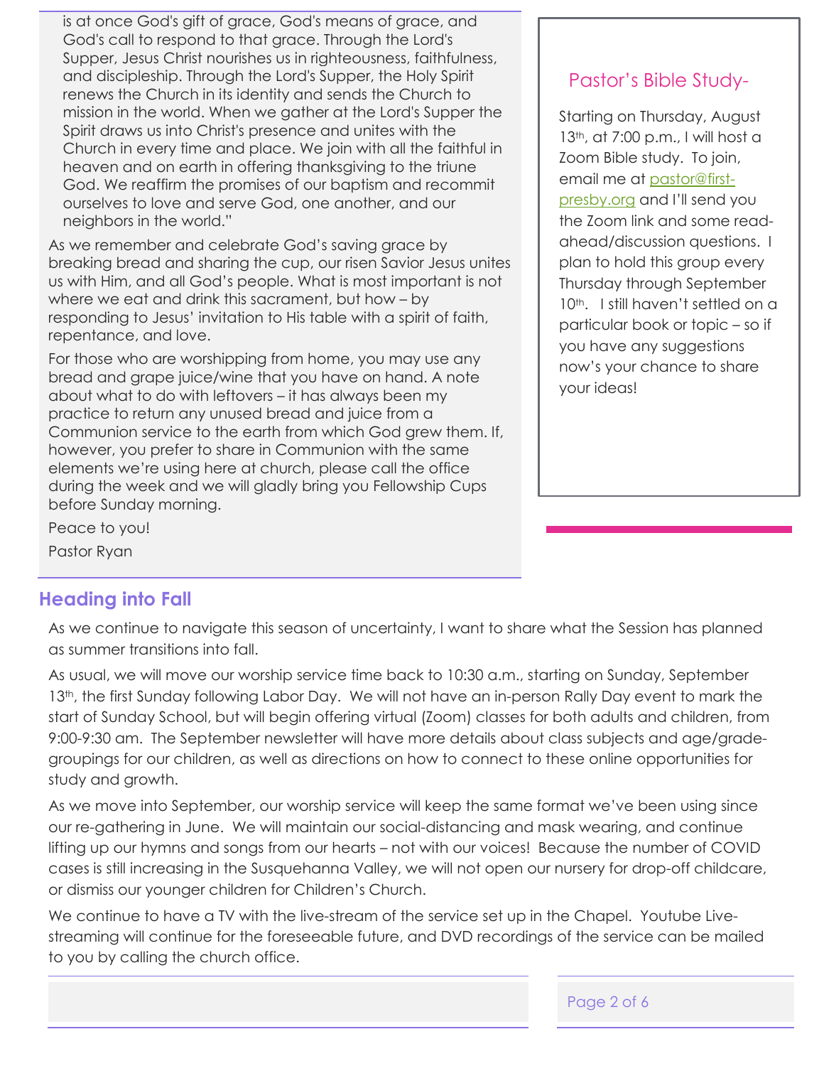is at once God's gift of grace, God's means of grace, and God's call to respond to that grace. Through the Lord's Supper, Jesus Christ nourishes us in righteousness, faithfulness, and discipleship. Through the Lord's Supper, the Holy Spirit renews the Church in its identity and sends the Church to mission in the world. When we gather at the Lord's Supper the Spirit draws us into Christ's presence and unites with the Church in every time and place. We join with all the faithful in heaven and on earth in offering thanksgiving to the triune God. We reaffirm the promises of our baptism and recommit ourselves to love and serve God, one another, and our neighbors in the world."

As we remember and celebrate God's saving grace by breaking bread and sharing the cup, our risen Savior Jesus unites us with Him, and all God's people. What is most important is not where we eat and drink this sacrament, but how – by responding to Jesus' invitation to His table with a spirit of faith, repentance, and love.

For those who are worshipping from home, you may use any bread and grape juice/wine that you have on hand. A note about what to do with leftovers – it has always been my practice to return any unused bread and juice from a Communion service to the earth from which God grew them. If, however, you prefer to share in Communion with the same elements we're using here at church, please call the office during the week and we will gladly bring you Fellowship Cups before Sunday morning.

Peace to you!

Pastor Ryan

## Pastor's Bible Study-

Starting on Thursday, August 13th, at 7:00 p.m., I will host a Zoom Bible study. To join, email me at pastor@first-presby.org and I'll send you the Zoom link and some read-ahead/discussion questions. I plan to hold this group every Thursday through September 10th. I still haven't settled on a particular book or topic – so if you have any suggestions now's your chance to share your ideas!

## Heading into Fall

As we continue to navigate this season of uncertainty, I want to share what the Session has planned as summer transitions into fall.

As usual, we will move our worship service time back to 10:30 a.m., starting on Sunday, September 13th, the first Sunday following Labor Day. We will not have an in-person Rally Day event to mark the start of Sunday School, but will begin offering virtual (Zoom) classes for both adults and children, from 9:00-9:30 am. The September newsletter will have more details about class subjects and age/grade-groupings for our children, as well as directions on how to connect to these online opportunities for study and growth.

As we move into September, our worship service will keep the same format we've been using since our re-gathering in June. We will maintain our social-distancing and mask wearing, and continue lifting up our hymns and songs from our hearts – not with our voices! Because the number of COVID cases is still increasing in the Susquehanna Valley, we will not open our nursery for drop-off childcare, or dismiss our younger children for Children's Church.

We continue to have a TV with the live-stream of the service set up in the Chapel. Youtube Live-streaming will continue for the foreseeable future, and DVD recordings of the service can be mailed to you by calling the church office.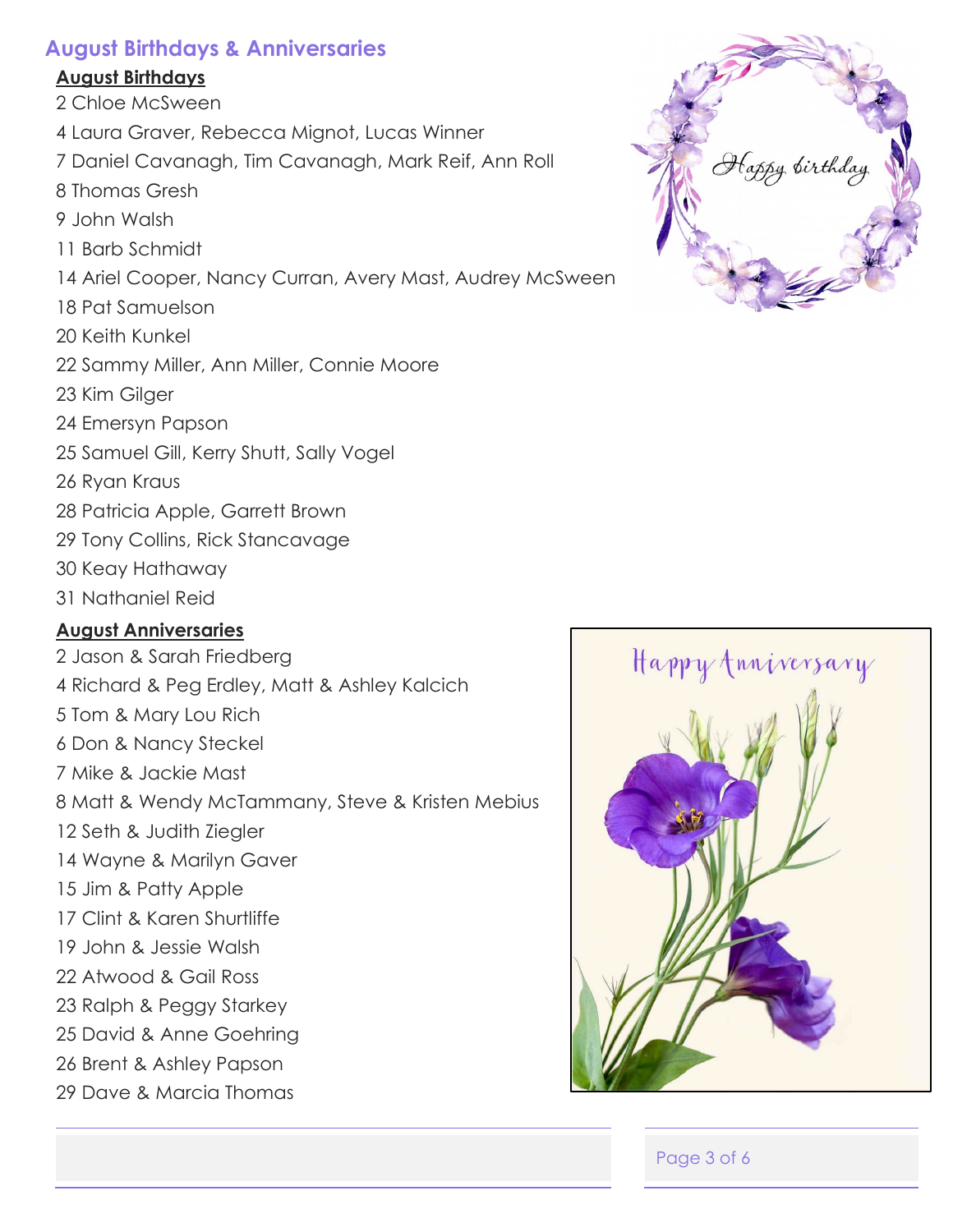## August Birthdays & Anniversaries

### August Birthdays

2 Chloe McSween
4 Laura Graver, Rebecca Mignot, Lucas Winner
7 Daniel Cavanagh, Tim Cavanagh, Mark Reif, Ann Roll
8 Thomas Gresh
9 John Walsh
11 Barb Schmidt
14 Ariel Cooper, Nancy Curran, Avery Mast, Audrey McSween
18 Pat Samuelson
20 Keith Kunkel
22 Sammy Miller, Ann Miller, Connie Moore
23 Kim Gilger
24 Emersyn Papson
25 Samuel Gill, Kerry Shutt, Sally Vogel
26 Ryan Kraus
28 Patricia Apple, Garrett Brown
29 Tony Collins, Rick Stancavage
30 Keay Hathaway
31 Nathaniel Reid

### August Anniversaries

2 Jason & Sarah Friedberg
4 Richard & Peg Erdley, Matt & Ashley Kalcich
5 Tom & Mary Lou Rich
6 Don & Nancy Steckel
7 Mike & Jackie Mast
8 Matt & Wendy McTammany, Steve & Kristen Mebius
12 Seth & Judith Ziegler
14 Wayne & Marilyn Gaver
15 Jim & Patty Apple
17 Clint & Karen Shurtliffe
19 John & Jessie Walsh
22 Atwood & Gail Ross
23 Ralph & Peggy Starkey
25 David & Anne Goehring
26 Brent & Ashley Papson
29 Dave & Marcia Thomas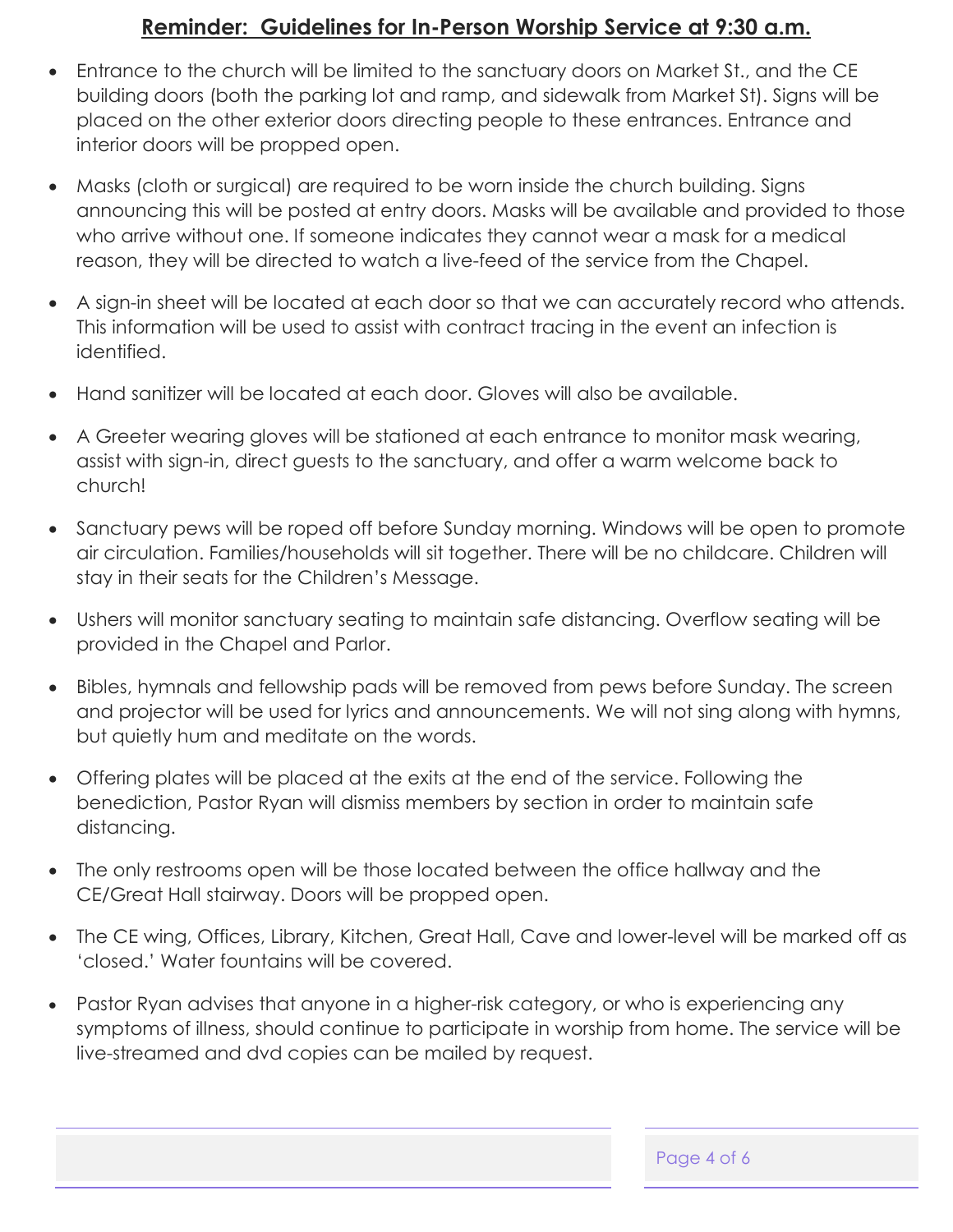## **Reminder: Guidelines for In-Person Worship Service at 9:30 a.m.**

- Entrance to the church will be limited to the sanctuary doors on Market St., and the CE building doors (both the parking lot and ramp, and sidewalk from Market St). Signs will be placed on the other exterior doors directing people to these entrances. Entrance and interior doors will be propped open.
- Masks (cloth or surgical) are required to be worn inside the church building. Signs announcing this will be posted at entry doors. Masks will be available and provided to those who arrive without one. If someone indicates they cannot wear a mask for a medical reason, they will be directed to watch a live-feed of the service from the Chapel.
- A sign-in sheet will be located at each door so that we can accurately record who attends. This information will be used to assist with contract tracing in the event an infection is identified.
- Hand sanitizer will be located at each door. Gloves will also be available.
- A Greeter wearing gloves will be stationed at each entrance to monitor mask wearing, assist with sign-in, direct guests to the sanctuary, and offer a warm welcome back to church!
- Sanctuary pews will be roped off before Sunday morning. Windows will be open to promote air circulation. Families/households will sit together. There will be no childcare. Children will stay in their seats for the Children's Message.
- Ushers will monitor sanctuary seating to maintain safe distancing. Overflow seating will be provided in the Chapel and Parlor.
- Bibles, hymnals and fellowship pads will be removed from pews before Sunday. The screen and projector will be used for lyrics and announcements. We will not sing along with hymns, but quietly hum and meditate on the words.
- Offering plates will be placed at the exits at the end of the service. Following the benediction, Pastor Ryan will dismiss members by section in order to maintain safe distancing.
- The only restrooms open will be those located between the office hallway and the CE/Great Hall stairway. Doors will be propped open.
- The CE wing, Offices, Library, Kitchen, Great Hall, Cave and lower-level will be marked off as 'closed.' Water fountains will be covered.
- Pastor Ryan advises that anyone in a higher-risk category, or who is experiencing any symptoms of illness, should continue to participate in worship from home. The service will be live-streamed and dvd copies can be mailed by request.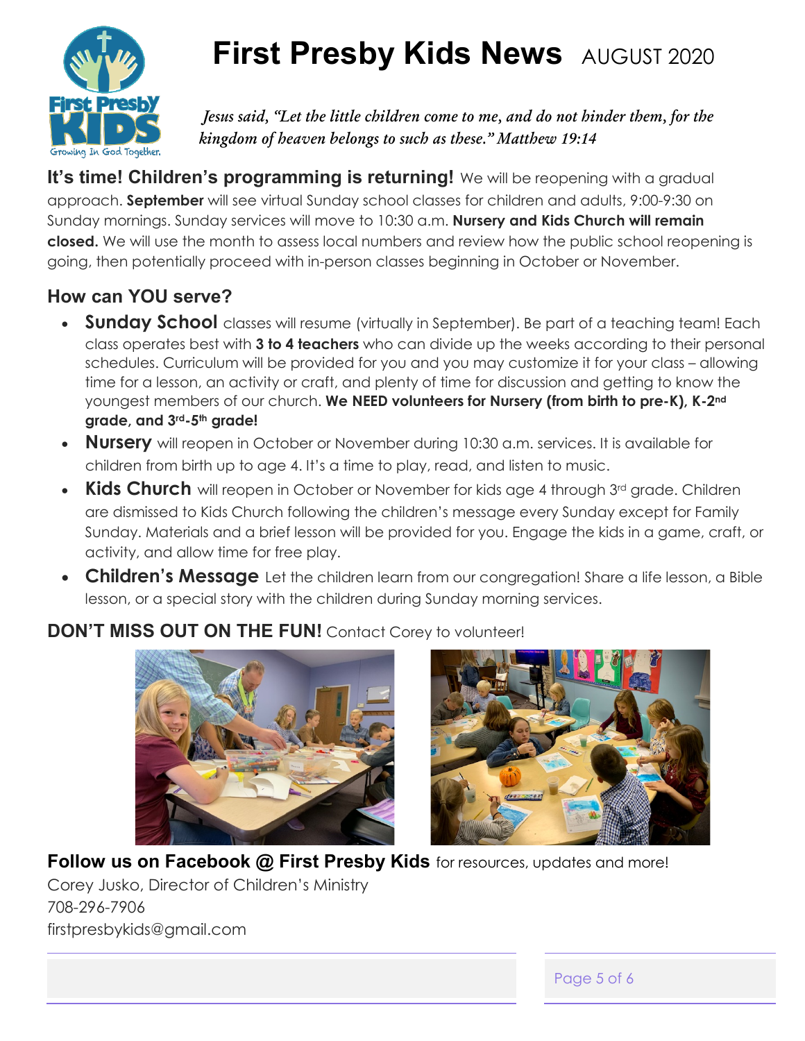# First Presby Kids News AUGUST 2020

*Jesus said, "Let the little children come to me, and do not hinder them, for the kingdom of heaven belongs to such as these." Matthew 19:14*

**It's time! Children's programming is returning!** We will be reopening with a gradual approach. **September** will see virtual Sunday school classes for children and adults, 9:00-9:30 on Sunday mornings. Sunday services will move to 10:30 a.m. **Nursery and Kids Church will remain closed.** We will use the month to assess local numbers and review how the public school reopening is going, then potentially proceed with in-person classes beginning in October or November.

## How can YOU serve?

- **Sunday School** classes will resume (virtually in September). Be part of a teaching team! Each class operates best with **3 to 4 teachers** who can divide up the weeks according to their personal schedules. Curriculum will be provided for you and you may customize it for your class – allowing time for a lesson, an activity or craft, and plenty of time for discussion and getting to know the youngest members of our church. **We NEED volunteers for Nursery (from birth to pre-K), K-2nd grade, and 3rd-5th grade!**
- **Nursery** will reopen in October or November during 10:30 a.m. services. It is available for children from birth up to age 4. It's a time to play, read, and listen to music.
- **Kids Church** will reopen in October or November for kids age 4 through 3rd grade. Children are dismissed to Kids Church following the children's message every Sunday except for Family Sunday. Materials and a brief lesson will be provided for you. Engage the kids in a game, craft, or activity, and allow time for free play.
- **Children's Message** Let the children learn from our congregation! Share a life lesson, a Bible lesson, or a special story with the children during Sunday morning services.

**DON'T MISS OUT ON THE FUN!** Contact Corey to volunteer!

**Follow us on Facebook @ First Presby Kids** for resources, updates and more!

Corey Jusko, Director of Children's Ministry
708-296-7906
firstpresbykids@gmail.com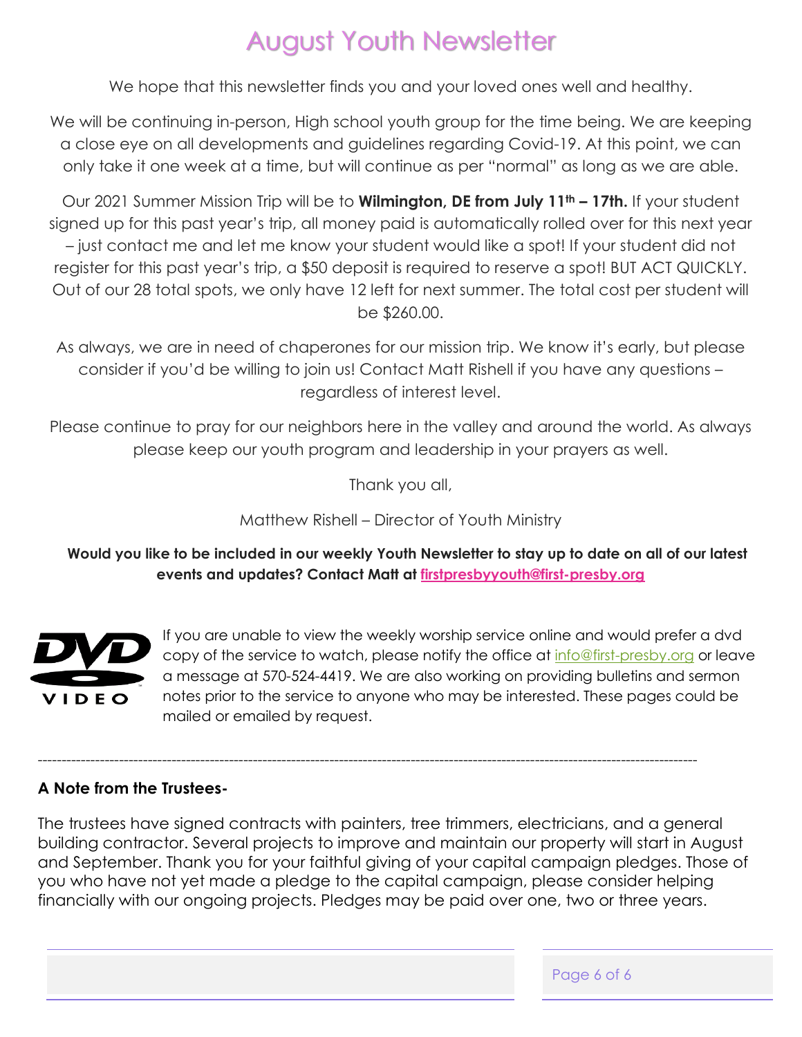# August Youth Newsletter

We hope that this newsletter finds you and your loved ones well and healthy.

We will be continuing in-person, High school youth group for the time being. We are keeping a close eye on all developments and guidelines regarding Covid-19. At this point, we can only take it one week at a time, but will continue as per "normal" as long as we are able.

Our 2021 Summer Mission Trip will be to **Wilmington, DE from July 11th – 17th.** If your student signed up for this past year's trip, all money paid is automatically rolled over for this next year – just contact me and let me know your student would like a spot! If your student did not register for this past year's trip, a $50 deposit is required to reserve a spot! BUT ACT QUICKLY. Out of our 28 total spots, we only have 12 left for next summer. The total cost per student will be $260.00.

As always, we are in need of chaperones for our mission trip. We know it's early, but please consider if you'd be willing to join us! Contact Matt Rishell if you have any questions – regardless of interest level.

Please continue to pray for our neighbors here in the valley and around the world. As always please keep our youth program and leadership in your prayers as well.

Thank you all,

Matthew Rishell – Director of Youth Ministry

**Would you like to be included in our weekly Youth Newsletter to stay up to date on all of our latest events and updates? Contact Matt at firstpresbyyouth@first-presby.org**

If you are unable to view the weekly worship service online and would prefer a dvd copy of the service to watch, please notify the office at info@first-presby.org or leave a message at 570-524-4419. We are also working on providing bulletins and sermon notes prior to the service to anyone who may be interested. These pages could be mailed or emailed by request.

---

**A Note from the Trustees-**

The trustees have signed contracts with painters, tree trimmers, electricians, and a general building contractor. Several projects to improve and maintain our property will start in August and September. Thank you for your faithful giving of your capital campaign pledges. Those of you who have not yet made a pledge to the capital campaign, please consider helping financially with our ongoing projects. Pledges may be paid over one, two or three years.